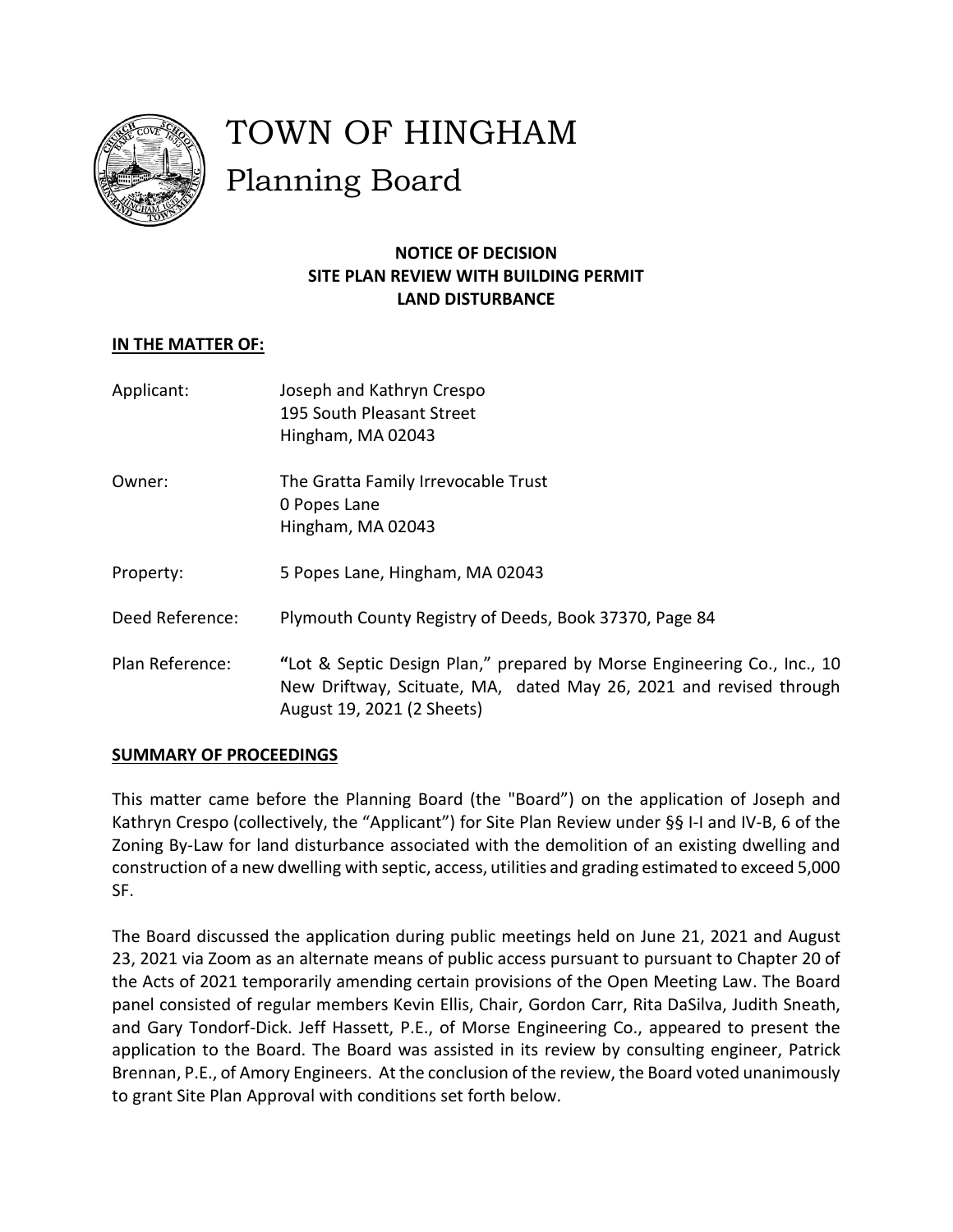# TOWN OF HINGHAM

## Planning Board

**NOTICE OF DECISION**
**SITE PLAN REVIEW WITH BUILDING PERMIT**
**LAND DISTURBANCE**

**IN THE MATTER OF:**

| | |
|---|---|
| Applicant: | Joseph and Kathryn Crespo<br>195 South Pleasant Street<br>Hingham, MA 02043 |
| Owner: | The Gratta Family Irrevocable Trust<br>0 Popes Lane<br>Hingham, MA 02043 |
| Property: | 5 Popes Lane, Hingham, MA 02043 |
| Deed Reference: | Plymouth County Registry of Deeds, Book 37370, Page 84 |
| Plan Reference: | **"**Lot & Septic Design Plan," prepared by Morse Engineering Co., Inc., 10 New Driftway, Scituate, MA, dated May 26, 2021 and revised through August 19, 2021 (2 Sheets) |

**SUMMARY OF PROCEEDINGS**

This matter came before the Planning Board (the "Board") on the application of Joseph and Kathryn Crespo (collectively, the "Applicant") for Site Plan Review under §§ I-I and IV-B, 6 of the Zoning By-Law for land disturbance associated with the demolition of an existing dwelling and construction of a new dwelling with septic, access, utilities and grading estimated to exceed 5,000 SF.

The Board discussed the application during public meetings held on June 21, 2021 and August 23, 2021 via Zoom as an alternate means of public access pursuant to pursuant to Chapter 20 of the Acts of 2021 temporarily amending certain provisions of the Open Meeting Law. The Board panel consisted of regular members Kevin Ellis, Chair, Gordon Carr, Rita DaSilva, Judith Sneath, and Gary Tondorf-Dick. Jeff Hassett, P.E., of Morse Engineering Co., appeared to present the application to the Board. The Board was assisted in its review by consulting engineer, Patrick Brennan, P.E., of Amory Engineers. At the conclusion of the review, the Board voted unanimously to grant Site Plan Approval with conditions set forth below.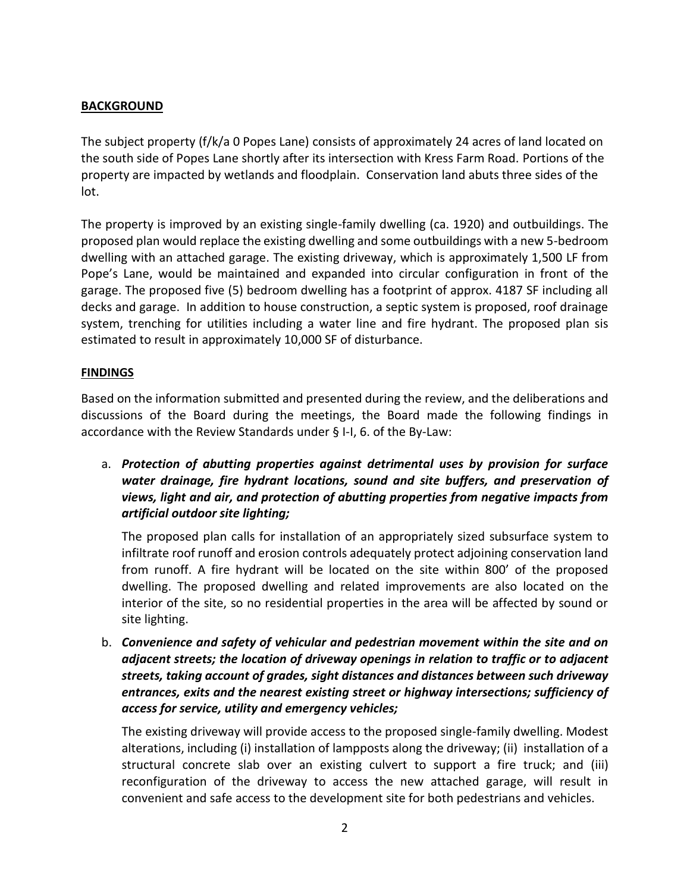## BACKGROUND

The subject property (f/k/a 0 Popes Lane) consists of approximately 24 acres of land located on the south side of Popes Lane shortly after its intersection with Kress Farm Road. Portions of the property are impacted by wetlands and floodplain. Conservation land abuts three sides of the lot.

The property is improved by an existing single-family dwelling (ca. 1920) and outbuildings. The proposed plan would replace the existing dwelling and some outbuildings with a new 5-bedroom dwelling with an attached garage. The existing driveway, which is approximately 1,500 LF from Pope's Lane, would be maintained and expanded into circular configuration in front of the garage. The proposed five (5) bedroom dwelling has a footprint of approx. 4187 SF including all decks and garage. In addition to house construction, a septic system is proposed, roof drainage system, trenching for utilities including a water line and fire hydrant. The proposed plan sis estimated to result in approximately 10,000 SF of disturbance.

## FINDINGS

Based on the information submitted and presented during the review, and the deliberations and discussions of the Board during the meetings, the Board made the following findings in accordance with the Review Standards under § I-I, 6. of the By-Law:

a. ***Protection of abutting properties against detrimental uses by provision for surface water drainage, fire hydrant locations, sound and site buffers, and preservation of views, light and air, and protection of abutting properties from negative impacts from artificial outdoor site lighting;***

   The proposed plan calls for installation of an appropriately sized subsurface system to infiltrate roof runoff and erosion controls adequately protect adjoining conservation land from runoff. A fire hydrant will be located on the site within 800' of the proposed dwelling. The proposed dwelling and related improvements are also located on the interior of the site, so no residential properties in the area will be affected by sound or site lighting.

b. ***Convenience and safety of vehicular and pedestrian movement within the site and on adjacent streets; the location of driveway openings in relation to traffic or to adjacent streets, taking account of grades, sight distances and distances between such driveway entrances, exits and the nearest existing street or highway intersections; sufficiency of access for service, utility and emergency vehicles;***

   The existing driveway will provide access to the proposed single-family dwelling. Modest alterations, including (i) installation of lampposts along the driveway; (ii) installation of a structural concrete slab over an existing culvert to support a fire truck; and (iii) reconfiguration of the driveway to access the new attached garage, will result in convenient and safe access to the development site for both pedestrians and vehicles.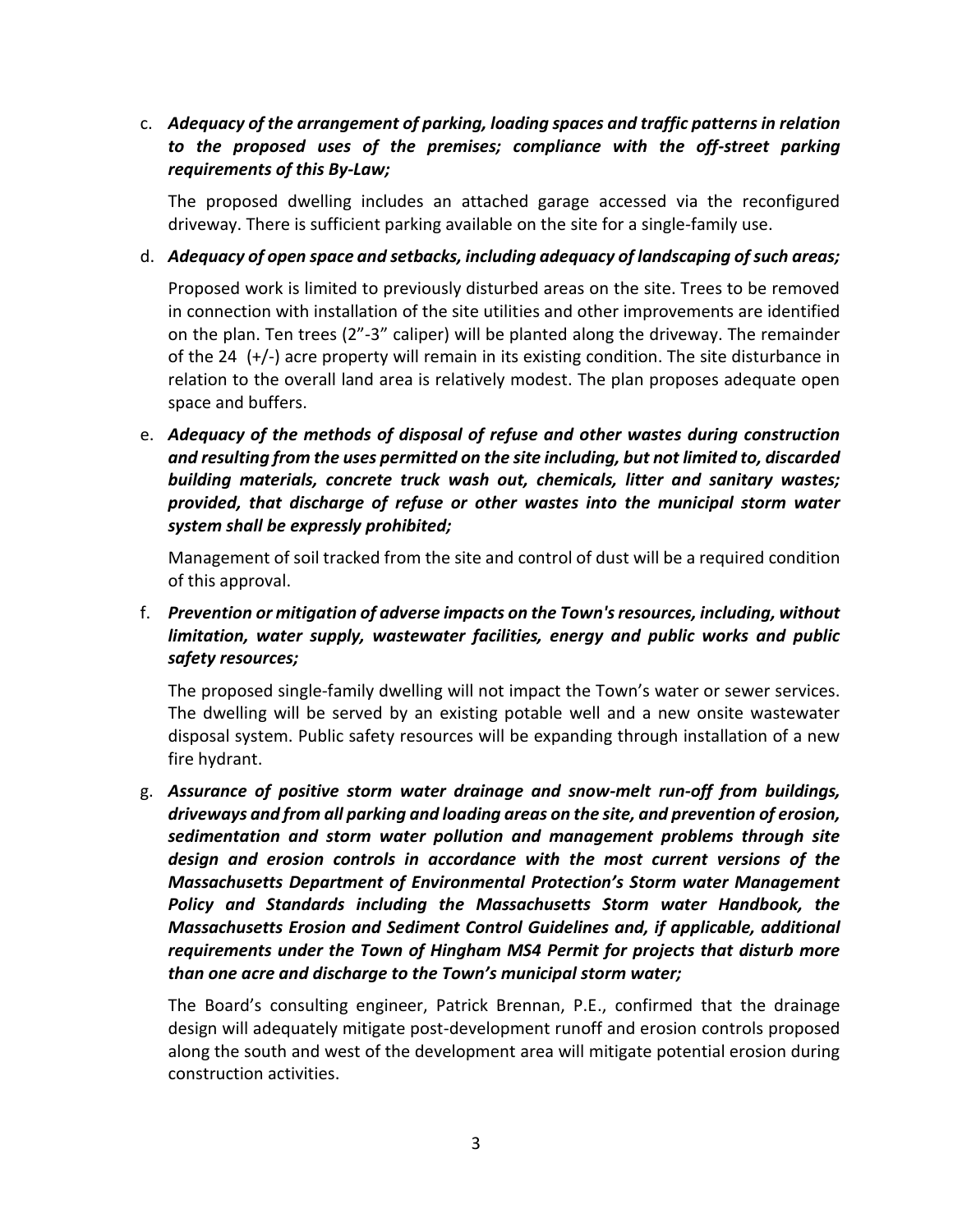c. ***Adequacy of the arrangement of parking, loading spaces and traffic patterns in relation to the proposed uses of the premises; compliance with the off-street parking requirements of this By-Law;***

   The proposed dwelling includes an attached garage accessed via the reconfigured driveway. There is sufficient parking available on the site for a single-family use.

d. ***Adequacy of open space and setbacks, including adequacy of landscaping of such areas;***

   Proposed work is limited to previously disturbed areas on the site. Trees to be removed in connection with installation of the site utilities and other improvements are identified on the plan. Ten trees (2"-3" caliper) will be planted along the driveway. The remainder of the 24 (+/-) acre property will remain in its existing condition. The site disturbance in relation to the overall land area is relatively modest. The plan proposes adequate open space and buffers.

e. ***Adequacy of the methods of disposal of refuse and other wastes during construction and resulting from the uses permitted on the site including, but not limited to, discarded building materials, concrete truck wash out, chemicals, litter and sanitary wastes; provided, that discharge of refuse or other wastes into the municipal storm water system shall be expressly prohibited;***

   Management of soil tracked from the site and control of dust will be a required condition of this approval.

f. ***Prevention or mitigation of adverse impacts on the Town's resources, including, without limitation, water supply, wastewater facilities, energy and public works and public safety resources;***

   The proposed single-family dwelling will not impact the Town's water or sewer services. The dwelling will be served by an existing potable well and a new onsite wastewater disposal system. Public safety resources will be expanding through installation of a new fire hydrant.

g. ***Assurance of positive storm water drainage and snow-melt run-off from buildings, driveways and from all parking and loading areas on the site, and prevention of erosion, sedimentation and storm water pollution and management problems through site design and erosion controls in accordance with the most current versions of the Massachusetts Department of Environmental Protection's Storm water Management Policy and Standards including the Massachusetts Storm water Handbook, the Massachusetts Erosion and Sediment Control Guidelines and, if applicable, additional requirements under the Town of Hingham MS4 Permit for projects that disturb more than one acre and discharge to the Town's municipal storm water;***

   The Board's consulting engineer, Patrick Brennan, P.E., confirmed that the drainage design will adequately mitigate post-development runoff and erosion controls proposed along the south and west of the development area will mitigate potential erosion during construction activities.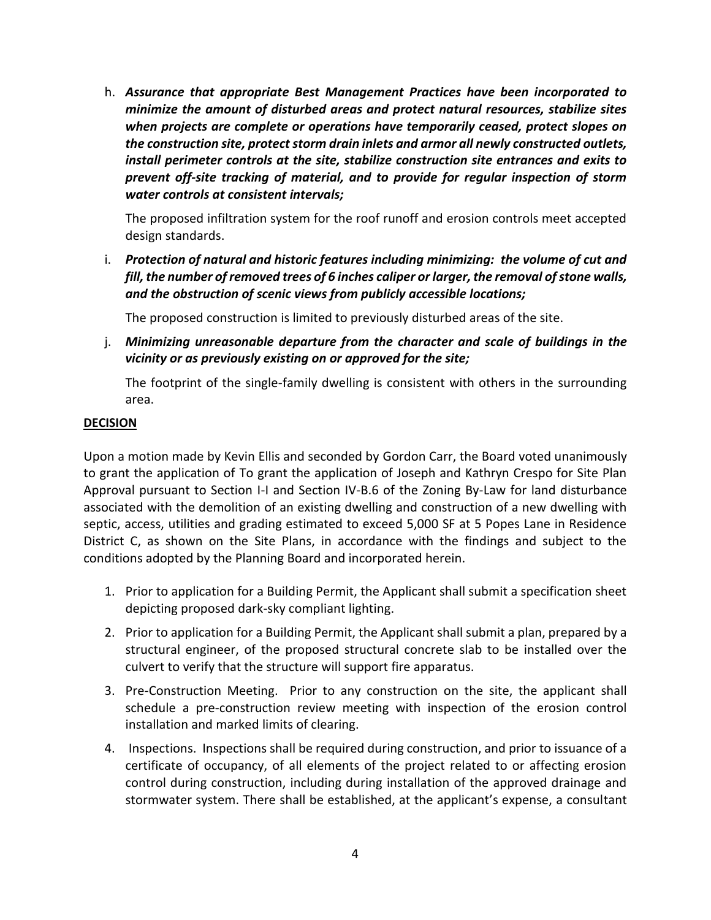h. ***Assurance that appropriate Best Management Practices have been incorporated to minimize the amount of disturbed areas and protect natural resources, stabilize sites when projects are complete or operations have temporarily ceased, protect slopes on the construction site, protect storm drain inlets and armor all newly constructed outlets, install perimeter controls at the site, stabilize construction site entrances and exits to prevent off-site tracking of material, and to provide for regular inspection of storm water controls at consistent intervals;***

   The proposed infiltration system for the roof runoff and erosion controls meet accepted design standards.

i. ***Protection of natural and historic features including minimizing: the volume of cut and fill, the number of removed trees of 6 inches caliper or larger, the removal of stone walls, and the obstruction of scenic views from publicly accessible locations;***

   The proposed construction is limited to previously disturbed areas of the site.

j. ***Minimizing unreasonable departure from the character and scale of buildings in the vicinity or as previously existing on or approved for the site;***

   The footprint of the single-family dwelling is consistent with others in the surrounding area.

**DECISION**

Upon a motion made by Kevin Ellis and seconded by Gordon Carr, the Board voted unanimously to grant the application of To grant the application of Joseph and Kathryn Crespo for Site Plan Approval pursuant to Section I-I and Section IV-B.6 of the Zoning By-Law for land disturbance associated with the demolition of an existing dwelling and construction of a new dwelling with septic, access, utilities and grading estimated to exceed 5,000 SF at 5 Popes Lane in Residence District C, as shown on the Site Plans, in accordance with the findings and subject to the conditions adopted by the Planning Board and incorporated herein.

1. Prior to application for a Building Permit, the Applicant shall submit a specification sheet depicting proposed dark-sky compliant lighting.
2. Prior to application for a Building Permit, the Applicant shall submit a plan, prepared by a structural engineer, of the proposed structural concrete slab to be installed over the culvert to verify that the structure will support fire apparatus.
3. Pre-Construction Meeting. Prior to any construction on the site, the applicant shall schedule a pre-construction review meeting with inspection of the erosion control installation and marked limits of clearing.
4. Inspections. Inspections shall be required during construction, and prior to issuance of a certificate of occupancy, of all elements of the project related to or affecting erosion control during construction, including during installation of the approved drainage and stormwater system. There shall be established, at the applicant's expense, a consultant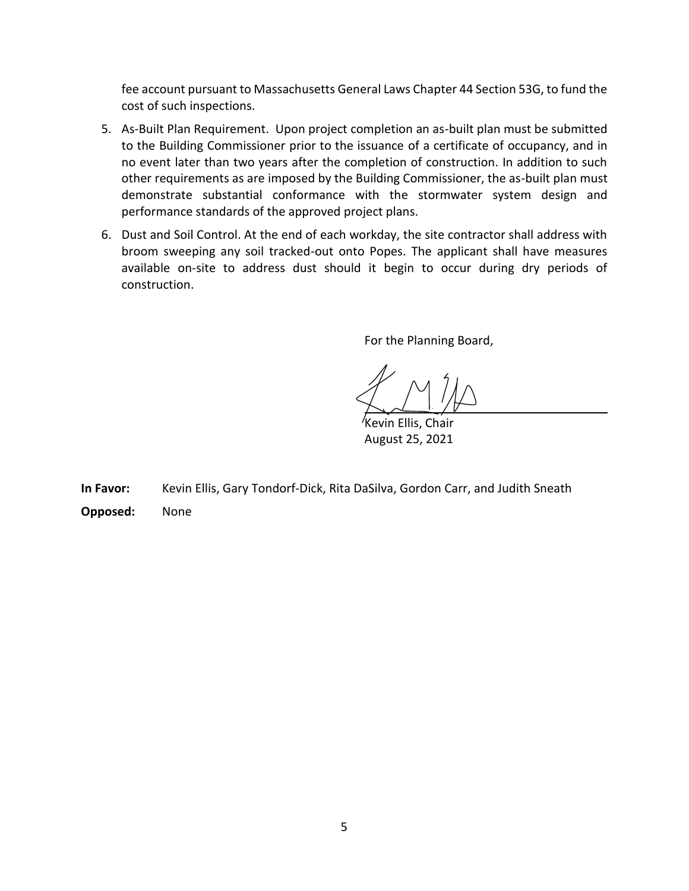fee account pursuant to Massachusetts General Laws Chapter 44 Section 53G, to fund the cost of such inspections.

5. As-Built Plan Requirement. Upon project completion an as-built plan must be submitted to the Building Commissioner prior to the issuance of a certificate of occupancy, and in no event later than two years after the completion of construction. In addition to such other requirements as are imposed by the Building Commissioner, the as-built plan must demonstrate substantial conformance with the stormwater system design and performance standards of the approved project plans.

6. Dust and Soil Control. At the end of each workday, the site contractor shall address with broom sweeping any soil tracked-out onto Popes. The applicant shall have measures available on-site to address dust should it begin to occur during dry periods of construction.

For the Planning Board,

Kevin Ellis, Chair
August 25, 2021

**In Favor:** Kevin Ellis, Gary Tondorf-Dick, Rita DaSilva, Gordon Carr, and Judith Sneath

**Opposed:** None